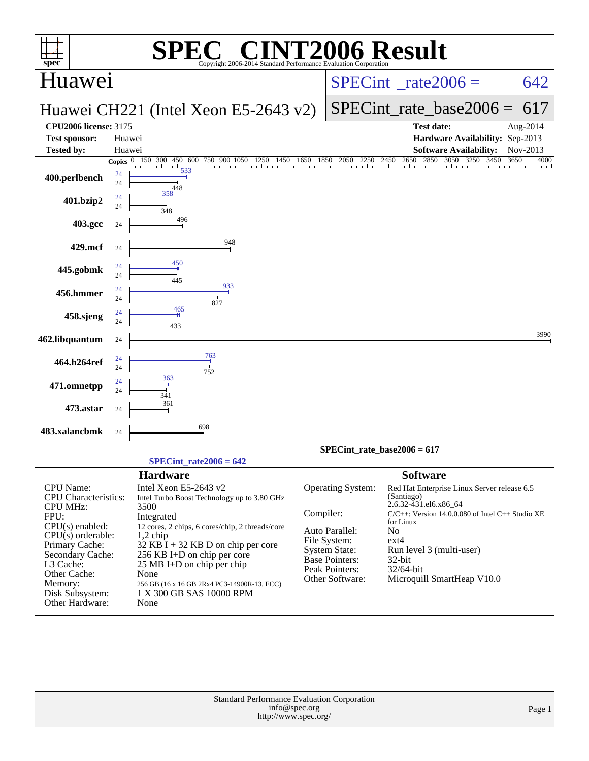# SPEC® CINT2006 Result

Copyright 2006-2014 Standard Performance Evaluation Corporation

## Huawei

**Huawei CH221 (Intel Xeon E5-2643 v2)**

SPECint_rate2006 = 642

SPECint_rate_base2006 = 617

| | | | |
|---|---|---|---|
| **CPU2006 license:** 3175 | | **Test date:** | Aug-2014 |
| **Test sponsor:** | Huawei | **Hardware Availability:** | Sep-2013 |
| **Tested by:** | Huawei | **Software Availability:** | Nov-2013 |

| Benchmark | Copies | Peak | Base |
|---|---|---|---|
| 400.perlbench | 24 | 533 | 448 |
| 401.bzip2 | 24 | 358 | 348 |
| 403.gcc | 24 | | 496 |
| 429.mcf | 24 | | 948 |
| 445.gobmk | 24 | 450 | 445 |
| 456.hmmer | 24 | 933 | 827 |
| 458.sjeng | 24 | 465 | 433 |
| 462.libquantum | 24 | | 3990 |
| 464.h264ref | 24 | 763 | 752 |
| 471.omnetpp | 24 | 363 | 341 |
| 473.astar | 24 | | 361 |
| 483.xalancbmk | 24 | | 698 |

SPECint_rate_base2006 = 617

SPECint_rate2006 = 642

### Hardware

| | |
|---|---|
| CPU Name: | Intel Xeon E5-2643 v2 |
| CPU Characteristics: | Intel Turbo Boost Technology up to 3.80 GHz |
| CPU MHz: | 3500 |
| FPU: | Integrated |
| CPU(s) enabled: | 12 cores, 2 chips, 6 cores/chip, 2 threads/core |
| CPU(s) orderable: | 1,2 chip |
| Primary Cache: | 32 KB I + 32 KB D on chip per core |
| Secondary Cache: | 256 KB I+D on chip per core |
| L3 Cache: | 25 MB I+D on chip per chip |
| Other Cache: | None |
| Memory: | 256 GB (16 x 16 GB 2Rx4 PC3-14900R-13, ECC) |
| Disk Subsystem: | 1 X 300 GB SAS 10000 RPM |
| Other Hardware: | None |

### Software

| | |
|---|---|
| Operating System: | Red Hat Enterprise Linux Server release 6.5 (Santiago) 2.6.32-431.el6.x86_64 |
| Compiler: | C/C++: Version 14.0.0.080 of Intel C++ Studio XE for Linux |
| Auto Parallel: | No |
| File System: | ext4 |
| System State: | Run level 3 (multi-user) |
| Base Pointers: | 32-bit |
| Peak Pointers: | 32/64-bit |
| Other Software: | Microquill SmartHeap V10.0 |

Standard Performance Evaluation Corporation
info@spec.org
http://www.spec.org/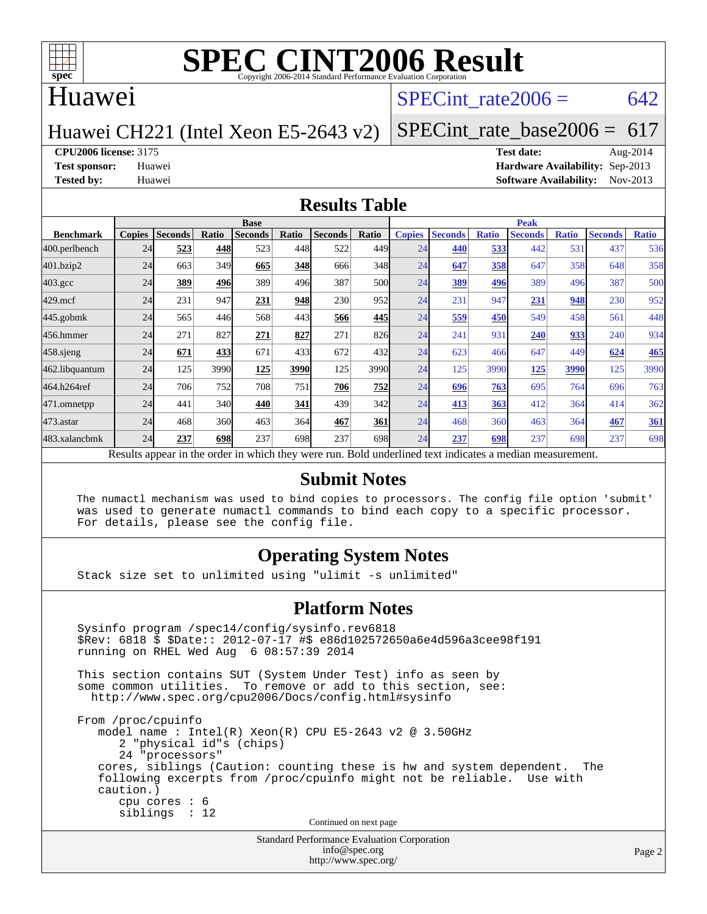# SPEC CINT2006 Result

Copyright 2006-2014 Standard Performance Evaluation Corporation

## Huawei

Huawei CH221 (Intel Xeon E5-2643 v2)

SPECint_rate2006 = 642

SPECint_rate_base2006 = 617

**CPU2006 license:** 3175
**Test sponsor:** Huawei
**Tested by:** Huawei

**Test date:** Aug-2014
**Hardware Availability:** Sep-2013
**Software Availability:** Nov-2013

## Results Table

| Benchmark | Base | | | | | | | Peak | | | | | | |
|---|---|---|---|---|---|---|---|---|---|---|---|---|---|---|
| | Copies | Seconds | Ratio | Seconds | Ratio | Seconds | Ratio | Copies | Seconds | Ratio | Seconds | Ratio | Seconds | Ratio |
| 400.perlbench | 24 | **523** | **448** | 523 | 448 | 522 | 449 | 24 | **440** | **533** | 442 | 531 | 437 | 536 |
| 401.bzip2 | 24 | 663 | 349 | **665** | **348** | 666 | 348 | 24 | **647** | **358** | 647 | 358 | 648 | 358 |
| 403.gcc | 24 | **389** | **496** | 389 | 496 | 387 | 500 | 24 | **389** | **496** | 389 | 496 | 387 | 500 |
| 429.mcf | 24 | 231 | 947 | **231** | **948** | 230 | 952 | 24 | 231 | 947 | **231** | **948** | 230 | 952 |
| 445.gobmk | 24 | 565 | 446 | 568 | 443 | **566** | **445** | 24 | **559** | **450** | 549 | 458 | 561 | 448 |
| 456.hmmer | 24 | 271 | 827 | **271** | **827** | 271 | 826 | 24 | 241 | 931 | **240** | **933** | 240 | 934 |
| 458.sjeng | 24 | **671** | **433** | 671 | 433 | 672 | 432 | 24 | 623 | 466 | 647 | 449 | **624** | **465** |
| 462.libquantum | 24 | 125 | 3990 | **125** | **3990** | 125 | 3990 | 24 | 125 | 3990 | **125** | **3990** | 125 | 3990 |
| 464.h264ref | 24 | 706 | 752 | 708 | 751 | **706** | **752** | 24 | **696** | **763** | 695 | 764 | 696 | 763 |
| 471.omnetpp | 24 | 441 | 340 | **440** | **341** | 439 | 342 | 24 | **413** | **363** | 412 | 364 | 414 | 362 |
| 473.astar | 24 | 468 | 360 | 463 | 364 | **467** | **361** | 24 | 468 | 360 | 463 | 364 | **467** | **361** |
| 483.xalancbmk | 24 | **237** | **698** | 237 | 698 | 237 | 698 | 24 | **237** | **698** | 237 | 698 | 237 | 698 |

Results appear in the order in which they were run. Bold underlined text indicates a median measurement.

## Submit Notes

```
The numactl mechanism was used to bind copies to processors. The config file option 'submit'
was used to generate numactl commands to bind each copy to a specific processor.
For details, please see the config file.
```

## Operating System Notes

```
Stack size set to unlimited using "ulimit -s unlimited"
```

## Platform Notes

```
Sysinfo program /spec14/config/sysinfo.rev6818
$Rev: 6818 $ $Date:: 2012-07-17 #$ e86d102572650a6e4d596a3cee98f191
running on RHEL Wed Aug  6 08:57:39 2014

This section contains SUT (System Under Test) info as seen by
some common utilities.  To remove or add to this section, see:
  http://www.spec.org/cpu2006/Docs/config.html#sysinfo

From /proc/cpuinfo
   model name : Intel(R) Xeon(R) CPU E5-2643 v2 @ 3.50GHz
      2 "physical id"s (chips)
      24 "processors"
   cores, siblings (Caution: counting these is hw and system dependent.  The
   following excerpts from /proc/cpuinfo might not be reliable.  Use with
   caution.)
      cpu cores : 6
      siblings  : 12
```

Continued on next page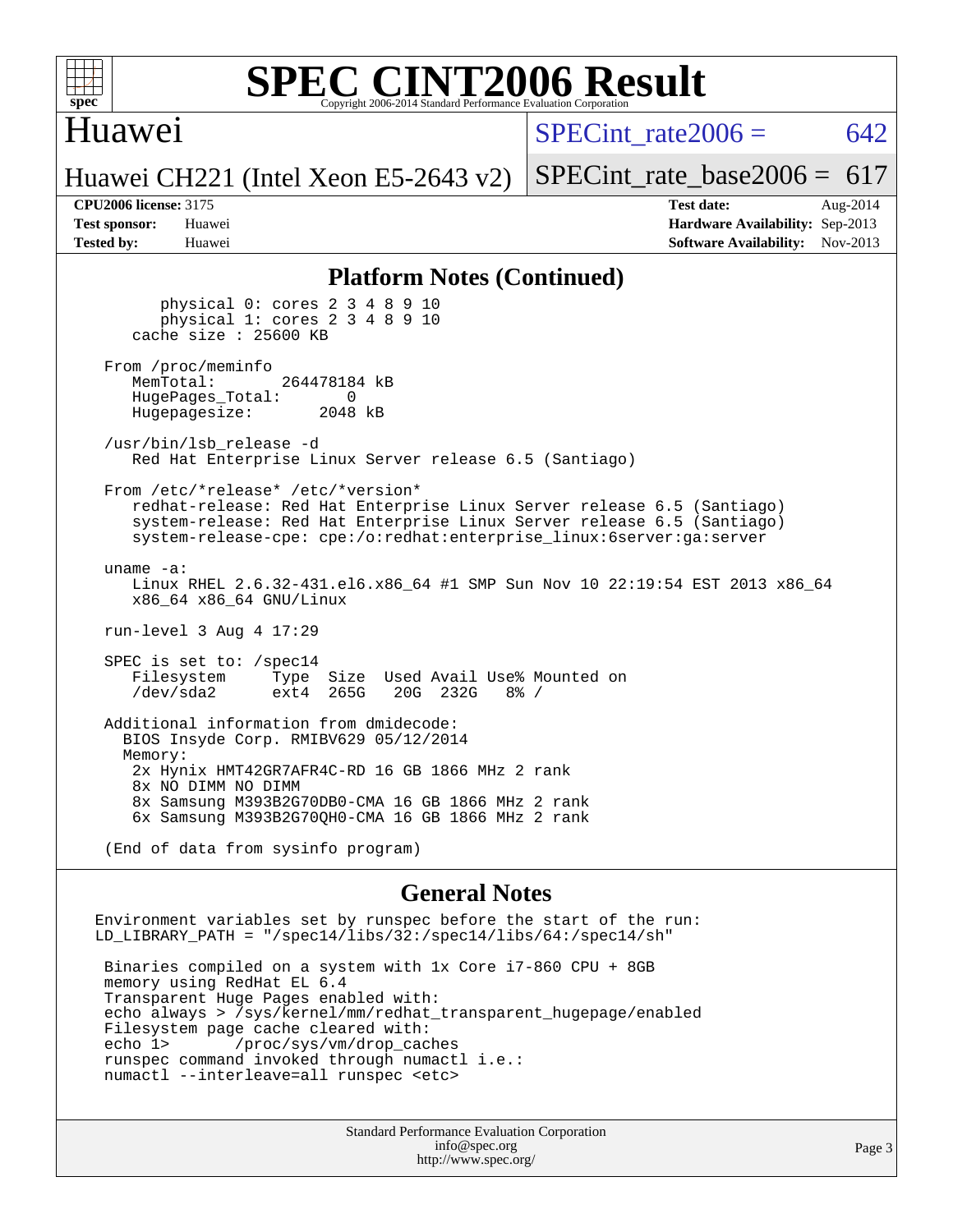## Platform Notes (Continued)

```
      physical 0: cores 2 3 4 8 9 10
      physical 1: cores 2 3 4 8 9 10
   cache size : 25600 KB

 From /proc/meminfo
    MemTotal:       264478184 kB
    HugePages_Total:       0
    Hugepagesize:       2048 kB

 /usr/bin/lsb_release -d
    Red Hat Enterprise Linux Server release 6.5 (Santiago)

 From /etc/*release* /etc/*version*
    redhat-release: Red Hat Enterprise Linux Server release 6.5 (Santiago)
    system-release: Red Hat Enterprise Linux Server release 6.5 (Santiago)
    system-release-cpe: cpe:/o:redhat:enterprise_linux:6server:ga:server

 uname -a:
    Linux RHEL 2.6.32-431.el6.x86_64 #1 SMP Sun Nov 10 22:19:54 EST 2013 x86_64
    x86_64 x86_64 GNU/Linux

 run-level 3 Aug 4 17:29

 SPEC is set to: /spec14
    Filesystem     Type  Size  Used Avail Use% Mounted on
    /dev/sda2      ext4  265G   20G  232G   8% /

 Additional information from dmidecode:
   BIOS Insyde Corp. RMIBV629 05/12/2014
   Memory:
    2x Hynix HMT42GR7AFR4C-RD 16 GB 1866 MHz 2 rank
    8x NO DIMM NO DIMM
    8x Samsung M393B2G70DB0-CMA 16 GB 1866 MHz 2 rank
    6x Samsung M393B2G70QH0-CMA 16 GB 1866 MHz 2 rank

 (End of data from sysinfo program)
```

## General Notes

```
Environment variables set by runspec before the start of the run:
LD_LIBRARY_PATH = "/spec14/libs/32:/spec14/libs/64:/spec14/sh"

 Binaries compiled on a system with 1x Core i7-860 CPU + 8GB
 memory using RedHat EL 6.4
 Transparent Huge Pages enabled with:
 echo always > /sys/kernel/mm/redhat_transparent_hugepage/enabled
 Filesystem page cache cleared with:
 echo 1>       /proc/sys/vm/drop_caches
 runspec command invoked through numactl i.e.:
 numactl --interleave=all runspec <etc>
```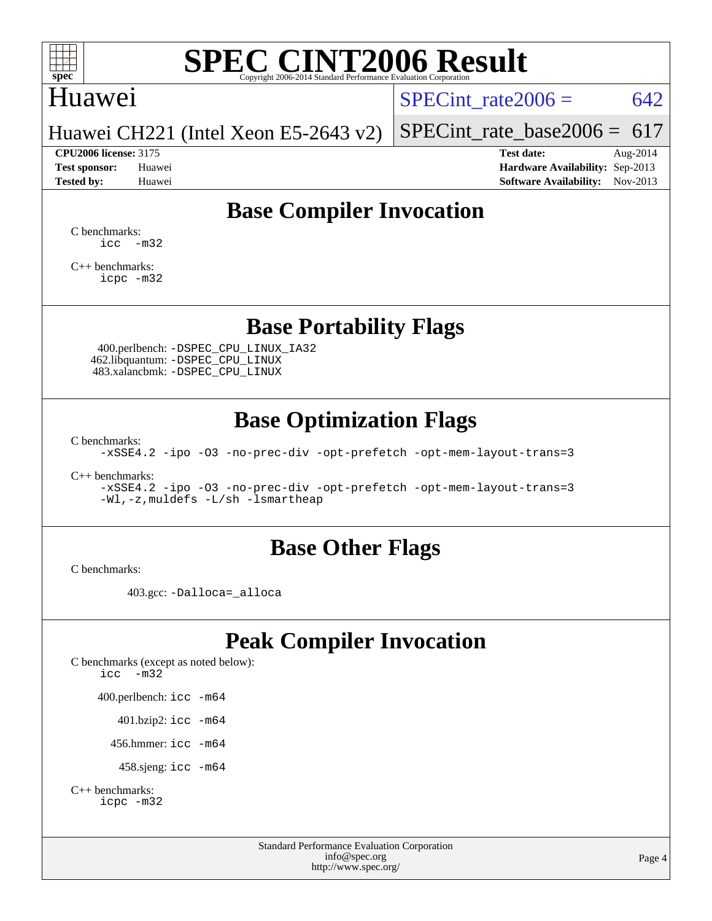# Base Compiler Invocation

C benchmarks:
```
icc   -m32
```

C++ benchmarks:
```
icpc -m32
```

# Base Portability Flags

400.perlbench: `-DSPEC_CPU_LINUX_IA32`
462.libquantum: `-DSPEC_CPU_LINUX`
483.xalancbmk: `-DSPEC_CPU_LINUX`

# Base Optimization Flags

C benchmarks:
```
-xSSE4.2 -ipo -O3 -no-prec-div -opt-prefetch -opt-mem-layout-trans=3
```

C++ benchmarks:
```
-xSSE4.2 -ipo -O3 -no-prec-div -opt-prefetch -opt-mem-layout-trans=3
-Wl,-z,muldefs -L/sh -lsmartheap
```

# Base Other Flags

C benchmarks:

403.gcc: `-Dalloca=_alloca`

# Peak Compiler Invocation

C benchmarks (except as noted below):
```
icc   -m32
```

400.perlbench: `icc -m64`

401.bzip2: `icc -m64`

456.hmmer: `icc -m64`

458.sjeng: `icc -m64`

C++ benchmarks:
```
icpc -m32
```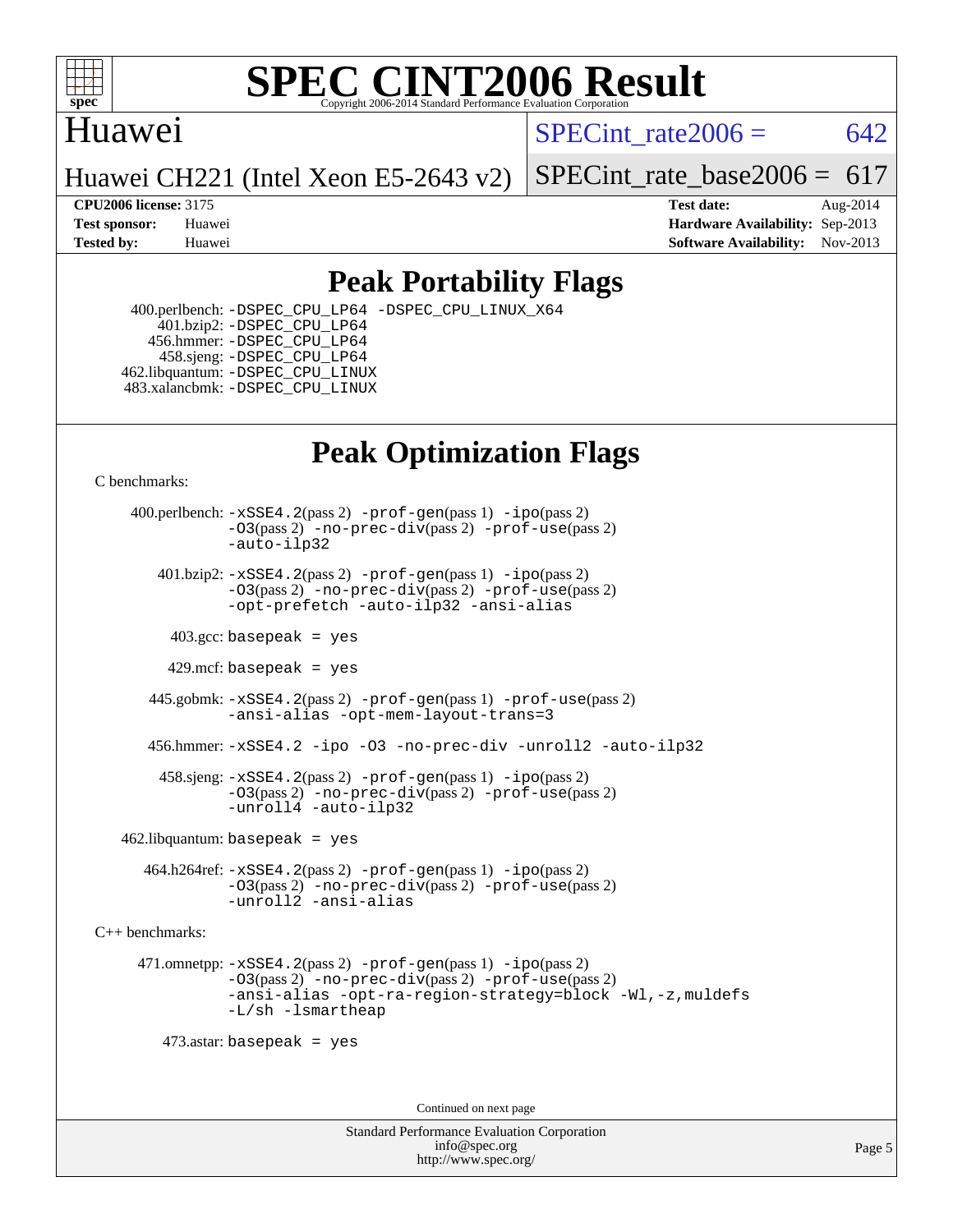# SPEC CINT2006 Result

Copyright 2006-2014 Standard Performance Evaluation Corporation

Huawei

Huawei CH221 (Intel Xeon E5-2643 v2)

SPECint_rate2006 = 642

SPECint_rate_base2006 = 617

**CPU2006 license:** 3175
**Test sponsor:** Huawei
**Tested by:** Huawei

**Test date:** Aug-2014
**Hardware Availability:** Sep-2013
**Software Availability:** Nov-2013

## Peak Portability Flags

400.perlbench: -DSPEC_CPU_LP64 -DSPEC_CPU_LINUX_X64
401.bzip2: -DSPEC_CPU_LP64
456.hmmer: -DSPEC_CPU_LP64
458.sjeng: -DSPEC_CPU_LP64
462.libquantum: -DSPEC_CPU_LINUX
483.xalancbmk: -DSPEC_CPU_LINUX

## Peak Optimization Flags

C benchmarks:

400.perlbench: -xSSE4.2(pass 2) -prof-gen(pass 1) -ipo(pass 2) -O3(pass 2) -no-prec-div(pass 2) -prof-use(pass 2) -auto-ilp32

401.bzip2: -xSSE4.2(pass 2) -prof-gen(pass 1) -ipo(pass 2) -O3(pass 2) -no-prec-div(pass 2) -prof-use(pass 2) -opt-prefetch -auto-ilp32 -ansi-alias

403.gcc: basepeak = yes

429.mcf: basepeak = yes

445.gobmk: -xSSE4.2(pass 2) -prof-gen(pass 1) -prof-use(pass 2) -ansi-alias -opt-mem-layout-trans=3

456.hmmer: -xSSE4.2 -ipo -O3 -no-prec-div -unroll2 -auto-ilp32

458.sjeng: -xSSE4.2(pass 2) -prof-gen(pass 1) -ipo(pass 2) -O3(pass 2) -no-prec-div(pass 2) -prof-use(pass 2) -unroll4 -auto-ilp32

462.libquantum: basepeak = yes

464.h264ref: -xSSE4.2(pass 2) -prof-gen(pass 1) -ipo(pass 2) -O3(pass 2) -no-prec-div(pass 2) -prof-use(pass 2) -unroll2 -ansi-alias

C++ benchmarks:

471.omnetpp: -xSSE4.2(pass 2) -prof-gen(pass 1) -ipo(pass 2) -O3(pass 2) -no-prec-div(pass 2) -prof-use(pass 2) -ansi-alias -opt-ra-region-strategy=block -Wl,-z,muldefs -L/sh -lsmartheap

473.astar: basepeak = yes

Continued on next page

Standard Performance Evaluation Corporation
info@spec.org
http://www.spec.org/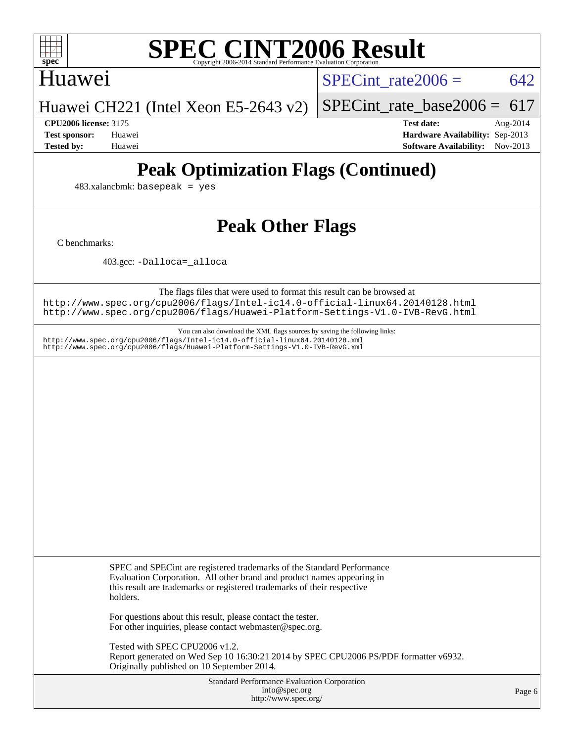# Peak Optimization Flags (Continued)

483.xalancbmk: basepeak = yes

# Peak Other Flags

C benchmarks:

403.gcc: -Dalloca=_alloca

The flags files that were used to format this result can be browsed at
http://www.spec.org/cpu2006/flags/Intel-ic14.0-official-linux64.20140128.html
http://www.spec.org/cpu2006/flags/Huawei-Platform-Settings-V1.0-IVB-RevG.html

You can also download the XML flags sources by saving the following links:
http://www.spec.org/cpu2006/flags/Intel-ic14.0-official-linux64.20140128.xml
http://www.spec.org/cpu2006/flags/Huawei-Platform-Settings-V1.0-IVB-RevG.xml

SPEC and SPECint are registered trademarks of the Standard Performance Evaluation Corporation. All other brand and product names appearing in this result are trademarks or registered trademarks of their respective holders.

For questions about this result, please contact the tester.
For other inquiries, please contact webmaster@spec.org.

Tested with SPEC CPU2006 v1.2.
Report generated on Wed Sep 10 16:30:21 2014 by SPEC CPU2006 PS/PDF formatter v6932.
Originally published on 10 September 2014.